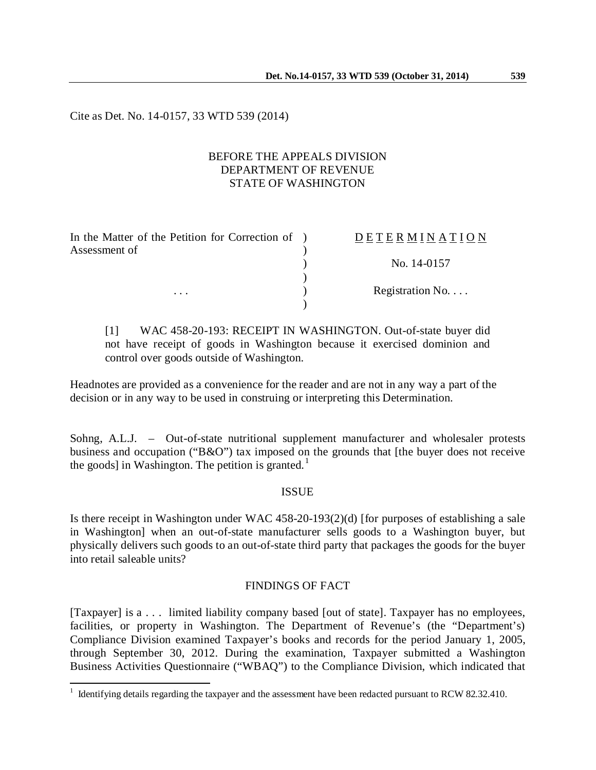Cite as Det. No. 14-0157, 33 WTD 539 (2014)

BEFORE THE APPEALS DIVISION
DEPARTMENT OF REVENUE
STATE OF WASHINGTON

| In the Matter of the Petition for Correction of Assessment of | | D E T E R M I N A T I O N |
|---|---|---|
| | ) | No. 14-0157 |
| . . . | ) | Registration No. . . . |

[1] WAC 458-20-193: RECEIPT IN WASHINGTON. Out-of-state buyer did not have receipt of goods in Washington because it exercised dominion and control over goods outside of Washington.

Headnotes are provided as a convenience for the reader and are not in any way a part of the decision or in any way to be used in construing or interpreting this Determination.

Sohng, A.L.J. – Out-of-state nutritional supplement manufacturer and wholesaler protests business and occupation ("B&O") tax imposed on the grounds that [the buyer does not receive the goods] in Washington. The petition is granted.[1]

## ISSUE

Is there receipt in Washington under WAC 458-20-193(2)(d) [for purposes of establishing a sale in Washington] when an out-of-state manufacturer sells goods to a Washington buyer, but physically delivers such goods to an out-of-state third party that packages the goods for the buyer into retail saleable units?

## FINDINGS OF FACT

[Taxpayer] is a . . . limited liability company based [out of state]. Taxpayer has no employees, facilities, or property in Washington. The Department of Revenue's (the "Department's) Compliance Division examined Taxpayer's books and records for the period January 1, 2005, through September 30, 2012. During the examination, Taxpayer submitted a Washington Business Activities Questionnaire ("WBAQ") to the Compliance Division, which indicated that

[1] Identifying details regarding the taxpayer and the assessment have been redacted pursuant to RCW 82.32.410.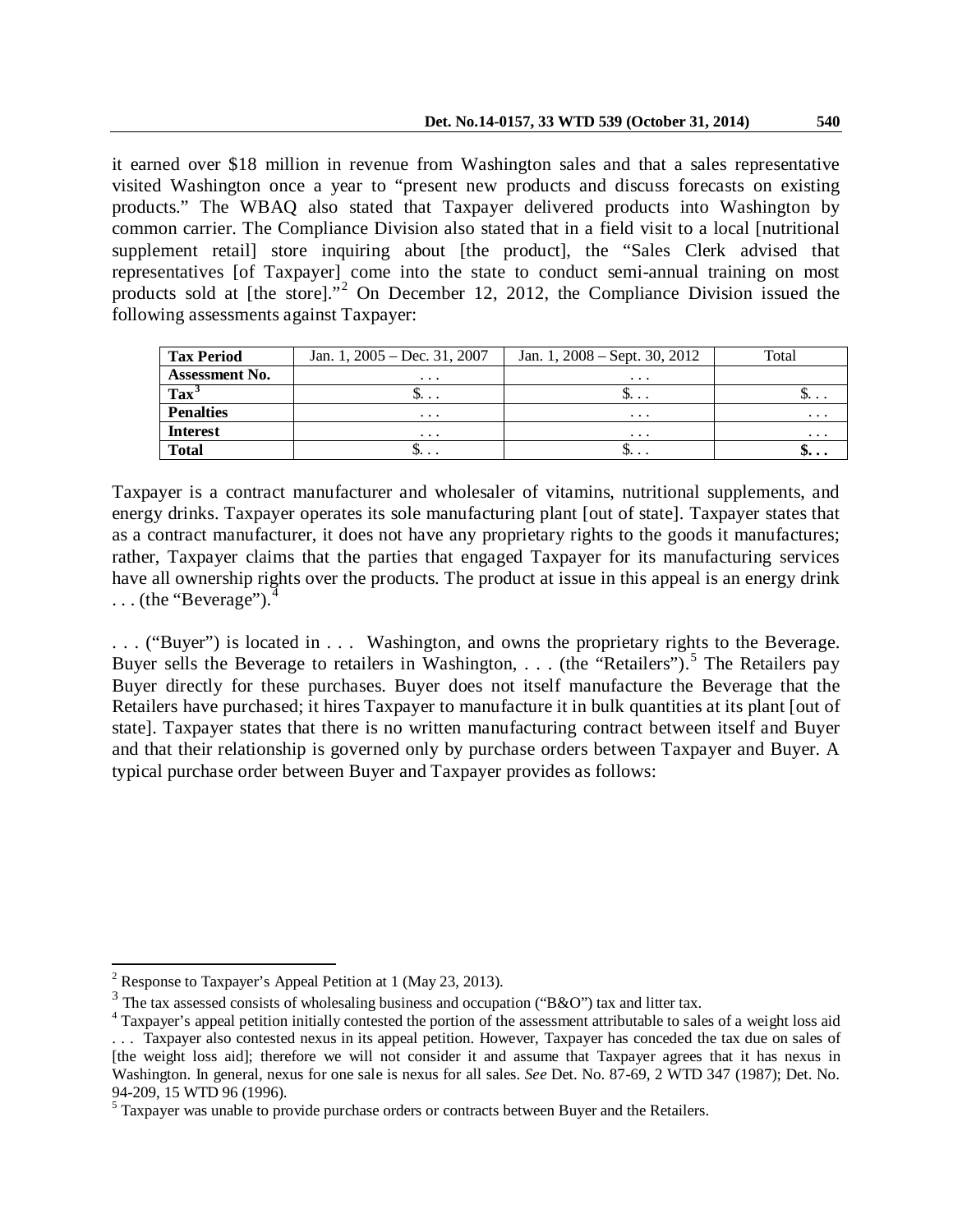it earned over $18 million in revenue from Washington sales and that a sales representative visited Washington once a year to "present new products and discuss forecasts on existing products." The WBAQ also stated that Taxpayer delivered products into Washington by common carrier. The Compliance Division also stated that in a field visit to a local [nutritional supplement retail] store inquiring about [the product], the "Sales Clerk advised that representatives [of Taxpayer] come into the state to conduct semi-annual training on most products sold at [the store]."[2] On December 12, 2012, the Compliance Division issued the following assessments against Taxpayer:

| **Tax Period** | Jan. 1, 2005 – Dec. 31, 2007 | Jan. 1, 2008 – Sept. 30, 2012 | Total |
|---|---|---|---|
| **Assessment No.** | . . . | . . . | |
| **Tax**[3] | $. . . | $. . . | $. . . |
| **Penalties** | . . . | . . . | . . . |
| **Interest** | . . . | . . . | . . . |
| **Total** | $. . . | $. . . | **$. . .** |

Taxpayer is a contract manufacturer and wholesaler of vitamins, nutritional supplements, and energy drinks. Taxpayer operates its sole manufacturing plant [out of state]. Taxpayer states that as a contract manufacturer, it does not have any proprietary rights to the goods it manufactures; rather, Taxpayer claims that the parties that engaged Taxpayer for its manufacturing services have all ownership rights over the products. The product at issue in this appeal is an energy drink . . . (the "Beverage").[4]

. . . ("Buyer") is located in . . . Washington, and owns the proprietary rights to the Beverage. Buyer sells the Beverage to retailers in Washington, . . . (the "Retailers").[5] The Retailers pay Buyer directly for these purchases. Buyer does not itself manufacture the Beverage that the Retailers have purchased; it hires Taxpayer to manufacture it in bulk quantities at its plant [out of state]. Taxpayer states that there is no written manufacturing contract between itself and Buyer and that their relationship is governed only by purchase orders between Taxpayer and Buyer. A typical purchase order between Buyer and Taxpayer provides as follows:

---

[2] Response to Taxpayer's Appeal Petition at 1 (May 23, 2013).

[3] The tax assessed consists of wholesaling business and occupation ("B&O") tax and litter tax.

[4] Taxpayer's appeal petition initially contested the portion of the assessment attributable to sales of a weight loss aid . . . Taxpayer also contested nexus in its appeal petition. However, Taxpayer has conceded the tax due on sales of [the weight loss aid]; therefore we will not consider it and assume that Taxpayer agrees that it has nexus in Washington. In general, nexus for one sale is nexus for all sales. *See* Det. No. 87-69, 2 WTD 347 (1987); Det. No. 94-209, 15 WTD 96 (1996).

[5] Taxpayer was unable to provide purchase orders or contracts between Buyer and the Retailers.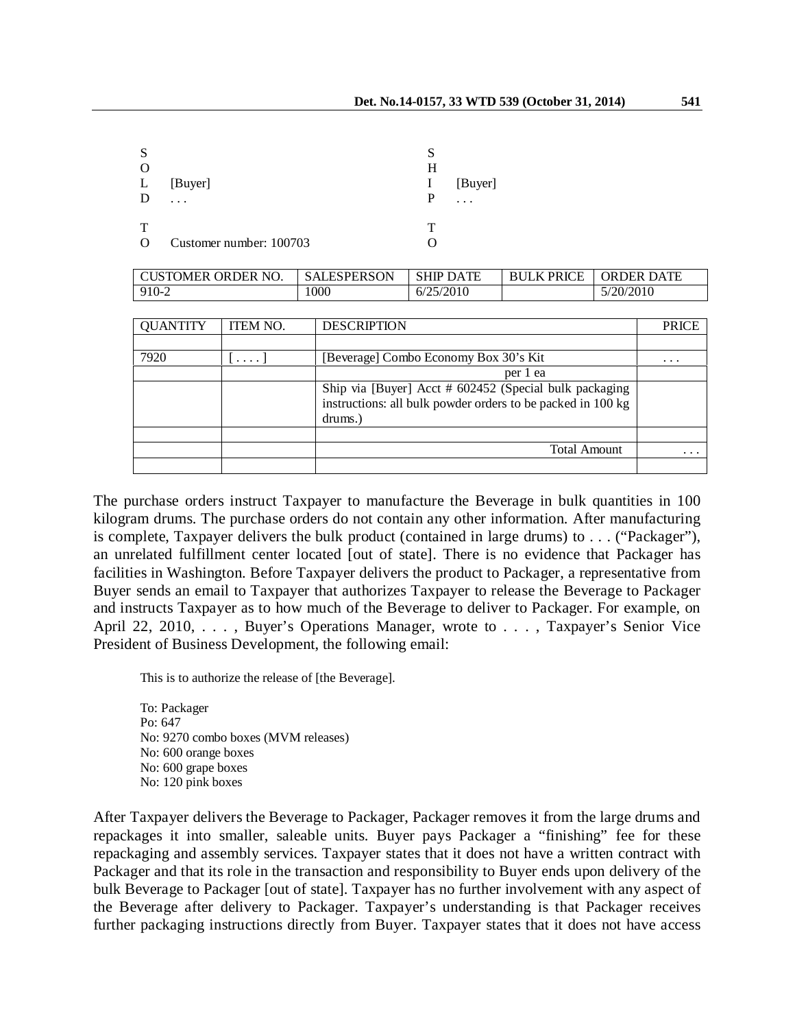| SOLD TO | | SHIP TO | |
|---|---|---|---|
| | [Buyer] | | [Buyer] |
| | . . . | | . . . |
| | Customer number: 100703 | | |

| CUSTOMER ORDER NO. | SALESPERSON | SHIP DATE | BULK PRICE | ORDER DATE |
|---|---|---|---|---|
| 910-2 | 1000 | 6/25/2010 | | 5/20/2010 |

| QUANTITY | ITEM NO. | DESCRIPTION | PRICE |
|---|---|---|---|
| | | | |
| 7920 | [ . . . . ] | [Beverage] Combo Economy Box 30's Kit | . . . |
| | | per 1 ea | |
| | | Ship via [Buyer] Acct # 602452 (Special bulk packaging instructions: all bulk powder orders to be packed in 100 kg drums.) | |
| | | | |
| | | Total Amount | . . . |
| | | | |

The purchase orders instruct Taxpayer to manufacture the Beverage in bulk quantities in 100 kilogram drums. The purchase orders do not contain any other information. After manufacturing is complete, Taxpayer delivers the bulk product (contained in large drums) to . . . ("Packager"), an unrelated fulfillment center located [out of state]. There is no evidence that Packager has facilities in Washington. Before Taxpayer delivers the product to Packager, a representative from Buyer sends an email to Taxpayer that authorizes Taxpayer to release the Beverage to Packager and instructs Taxpayer as to how much of the Beverage to deliver to Packager. For example, on April 22, 2010, . . . , Buyer's Operations Manager, wrote to . . . , Taxpayer's Senior Vice President of Business Development, the following email:

> This is to authorize the release of [the Beverage].
>
> To: Packager
> Po: 647
> No: 9270 combo boxes (MVM releases)
> No: 600 orange boxes
> No: 600 grape boxes
> No: 120 pink boxes

After Taxpayer delivers the Beverage to Packager, Packager removes it from the large drums and repackages it into smaller, saleable units. Buyer pays Packager a "finishing" fee for these repackaging and assembly services. Taxpayer states that it does not have a written contract with Packager and that its role in the transaction and responsibility to Buyer ends upon delivery of the bulk Beverage to Packager [out of state]. Taxpayer has no further involvement with any aspect of the Beverage after delivery to Packager. Taxpayer's understanding is that Packager receives further packaging instructions directly from Buyer. Taxpayer states that it does not have access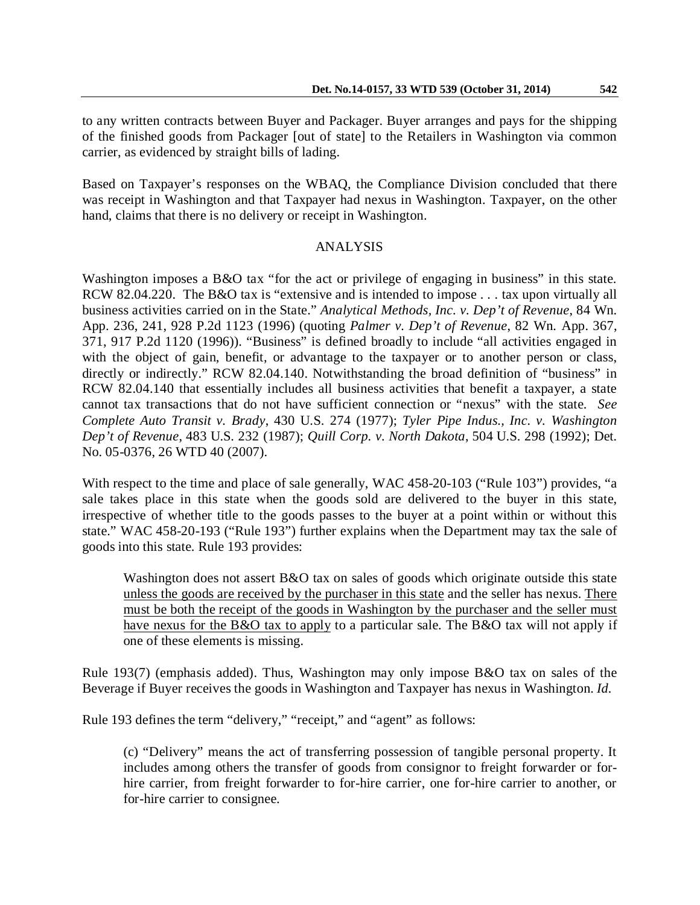to any written contracts between Buyer and Packager. Buyer arranges and pays for the shipping of the finished goods from Packager [out of state] to the Retailers in Washington via common carrier, as evidenced by straight bills of lading.

Based on Taxpayer's responses on the WBAQ, the Compliance Division concluded that there was receipt in Washington and that Taxpayer had nexus in Washington. Taxpayer, on the other hand, claims that there is no delivery or receipt in Washington.

## ANALYSIS

Washington imposes a B&O tax "for the act or privilege of engaging in business" in this state. RCW 82.04.220. The B&O tax is "extensive and is intended to impose . . . tax upon virtually all business activities carried on in the State." *Analytical Methods, Inc. v. Dep't of Revenue*, 84 Wn. App. 236, 241, 928 P.2d 1123 (1996) (quoting *Palmer v. Dep't of Revenue*, 82 Wn. App. 367, 371, 917 P.2d 1120 (1996)). "Business" is defined broadly to include "all activities engaged in with the object of gain, benefit, or advantage to the taxpayer or to another person or class, directly or indirectly." RCW 82.04.140. Notwithstanding the broad definition of "business" in RCW 82.04.140 that essentially includes all business activities that benefit a taxpayer, a state cannot tax transactions that do not have sufficient connection or "nexus" with the state. *See Complete Auto Transit v. Brady*, 430 U.S. 274 (1977); *Tyler Pipe Indus., Inc. v. Washington Dep't of Revenue*, 483 U.S. 232 (1987); *Quill Corp. v. North Dakota*, 504 U.S. 298 (1992); Det. No. 05-0376, 26 WTD 40 (2007).

With respect to the time and place of sale generally, WAC 458-20-103 ("Rule 103") provides, "a sale takes place in this state when the goods sold are delivered to the buyer in this state, irrespective of whether title to the goods passes to the buyer at a point within or without this state." WAC 458-20-193 ("Rule 193") further explains when the Department may tax the sale of goods into this state. Rule 193 provides:

> Washington does not assert B&O tax on sales of goods which originate outside this state unless the goods are received by the purchaser in this state and the seller has nexus. There must be both the receipt of the goods in Washington by the purchaser and the seller must have nexus for the B&O tax to apply to a particular sale. The B&O tax will not apply if one of these elements is missing.

Rule 193(7) (emphasis added). Thus, Washington may only impose B&O tax on sales of the Beverage if Buyer receives the goods in Washington and Taxpayer has nexus in Washington. *Id.*

Rule 193 defines the term "delivery," "receipt," and "agent" as follows:

> (c) "Delivery" means the act of transferring possession of tangible personal property. It includes among others the transfer of goods from consignor to freight forwarder or for-hire carrier, from freight forwarder to for-hire carrier, one for-hire carrier to another, or for-hire carrier to consignee.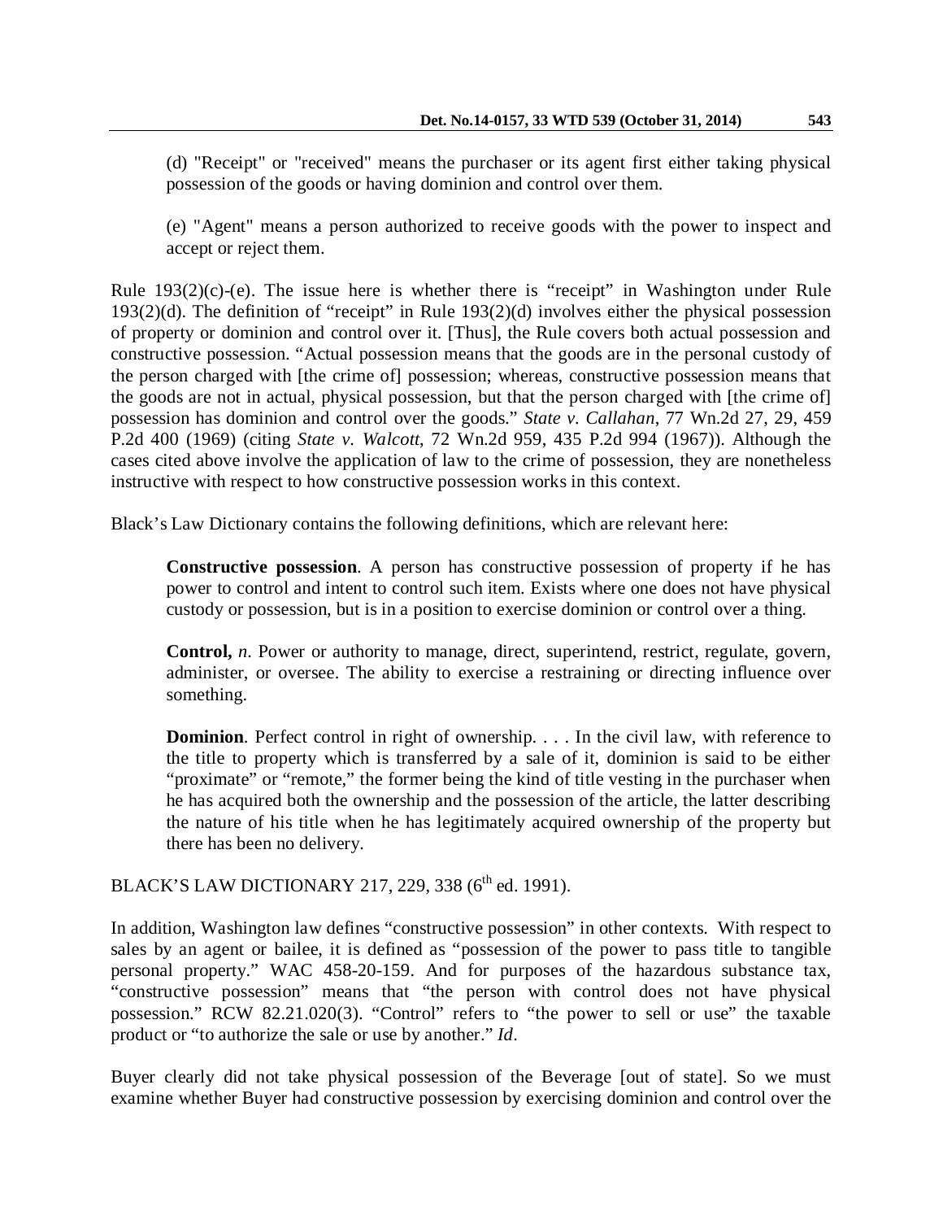> (d) "Receipt" or "received" means the purchaser or its agent first either taking physical possession of the goods or having dominion and control over them.
>
> (e) "Agent" means a person authorized to receive goods with the power to inspect and accept or reject them.

Rule 193(2)(c)-(e). The issue here is whether there is "receipt" in Washington under Rule 193(2)(d). The definition of "receipt" in Rule 193(2)(d) involves either the physical possession of property or dominion and control over it. [Thus], the Rule covers both actual possession and constructive possession. "Actual possession means that the goods are in the personal custody of the person charged with [the crime of] possession; whereas, constructive possession means that the goods are not in actual, physical possession, but that the person charged with [the crime of] possession has dominion and control over the goods." *State v. Callahan*, 77 Wn.2d 27, 29, 459 P.2d 400 (1969) (citing *State v. Walcott*, 72 Wn.2d 959, 435 P.2d 994 (1967)). Although the cases cited above involve the application of law to the crime of possession, they are nonetheless instructive with respect to how constructive possession works in this context.

Black's Law Dictionary contains the following definitions, which are relevant here:

> **Constructive possession**. A person has constructive possession of property if he has power to control and intent to control such item. Exists where one does not have physical custody or possession, but is in a position to exercise dominion or control over a thing.
>
> **Control,** *n*. Power or authority to manage, direct, superintend, restrict, regulate, govern, administer, or oversee. The ability to exercise a restraining or directing influence over something.
>
> **Dominion**. Perfect control in right of ownership. . . . In the civil law, with reference to the title to property which is transferred by a sale of it, dominion is said to be either "proximate" or "remote," the former being the kind of title vesting in the purchaser when he has acquired both the ownership and the possession of the article, the latter describing the nature of his title when he has legitimately acquired ownership of the property but there has been no delivery.

BLACK'S LAW DICTIONARY 217, 229, 338 (6th ed. 1991).

In addition, Washington law defines "constructive possession" in other contexts. With respect to sales by an agent or bailee, it is defined as "possession of the power to pass title to tangible personal property." WAC 458-20-159. And for purposes of the hazardous substance tax, "constructive possession" means that "the person with control does not have physical possession." RCW 82.21.020(3). "Control" refers to "the power to sell or use" the taxable product or "to authorize the sale or use by another." *Id*.

Buyer clearly did not take physical possession of the Beverage [out of state]. So we must examine whether Buyer had constructive possession by exercising dominion and control over the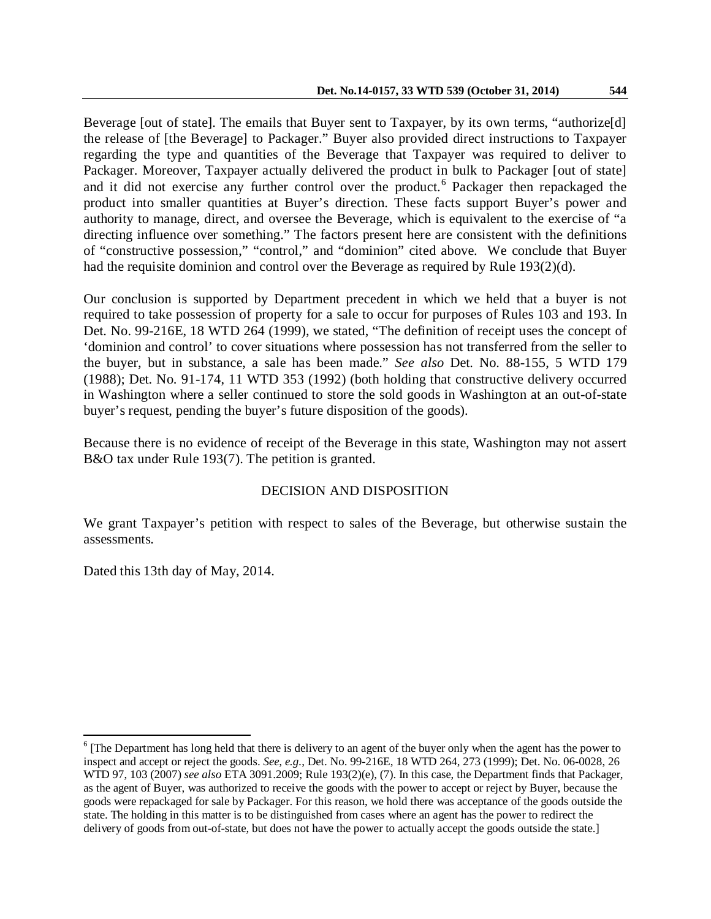Beverage [out of state]. The emails that Buyer sent to Taxpayer, by its own terms, "authorize[d] the release of [the Beverage] to Packager." Buyer also provided direct instructions to Taxpayer regarding the type and quantities of the Beverage that Taxpayer was required to deliver to Packager. Moreover, Taxpayer actually delivered the product in bulk to Packager [out of state] and it did not exercise any further control over the product.[6] Packager then repackaged the product into smaller quantities at Buyer's direction. These facts support Buyer's power and authority to manage, direct, and oversee the Beverage, which is equivalent to the exercise of "a directing influence over something." The factors present here are consistent with the definitions of "constructive possession," "control," and "dominion" cited above. We conclude that Buyer had the requisite dominion and control over the Beverage as required by Rule 193(2)(d).

Our conclusion is supported by Department precedent in which we held that a buyer is not required to take possession of property for a sale to occur for purposes of Rules 103 and 193. In Det. No. 99-216E, 18 WTD 264 (1999), we stated, "The definition of receipt uses the concept of 'dominion and control' to cover situations where possession has not transferred from the seller to the buyer, but in substance, a sale has been made." *See also* Det. No. 88-155, 5 WTD 179 (1988); Det. No. 91-174, 11 WTD 353 (1992) (both holding that constructive delivery occurred in Washington where a seller continued to store the sold goods in Washington at an out-of-state buyer's request, pending the buyer's future disposition of the goods).

Because there is no evidence of receipt of the Beverage in this state, Washington may not assert B&O tax under Rule 193(7). The petition is granted.

## DECISION AND DISPOSITION

We grant Taxpayer's petition with respect to sales of the Beverage, but otherwise sustain the assessments.

Dated this 13th day of May, 2014.

---

[6] [The Department has long held that there is delivery to an agent of the buyer only when the agent has the power to inspect and accept or reject the goods. *See, e.g.*, Det. No. 99-216E, 18 WTD 264, 273 (1999); Det. No. 06-0028, 26 WTD 97, 103 (2007) *see also* ETA 3091.2009; Rule 193(2)(e), (7). In this case, the Department finds that Packager, as the agent of Buyer, was authorized to receive the goods with the power to accept or reject by Buyer, because the goods were repackaged for sale by Packager. For this reason, we hold there was acceptance of the goods outside the state. The holding in this matter is to be distinguished from cases where an agent has the power to redirect the delivery of goods from out-of-state, but does not have the power to actually accept the goods outside the state.]